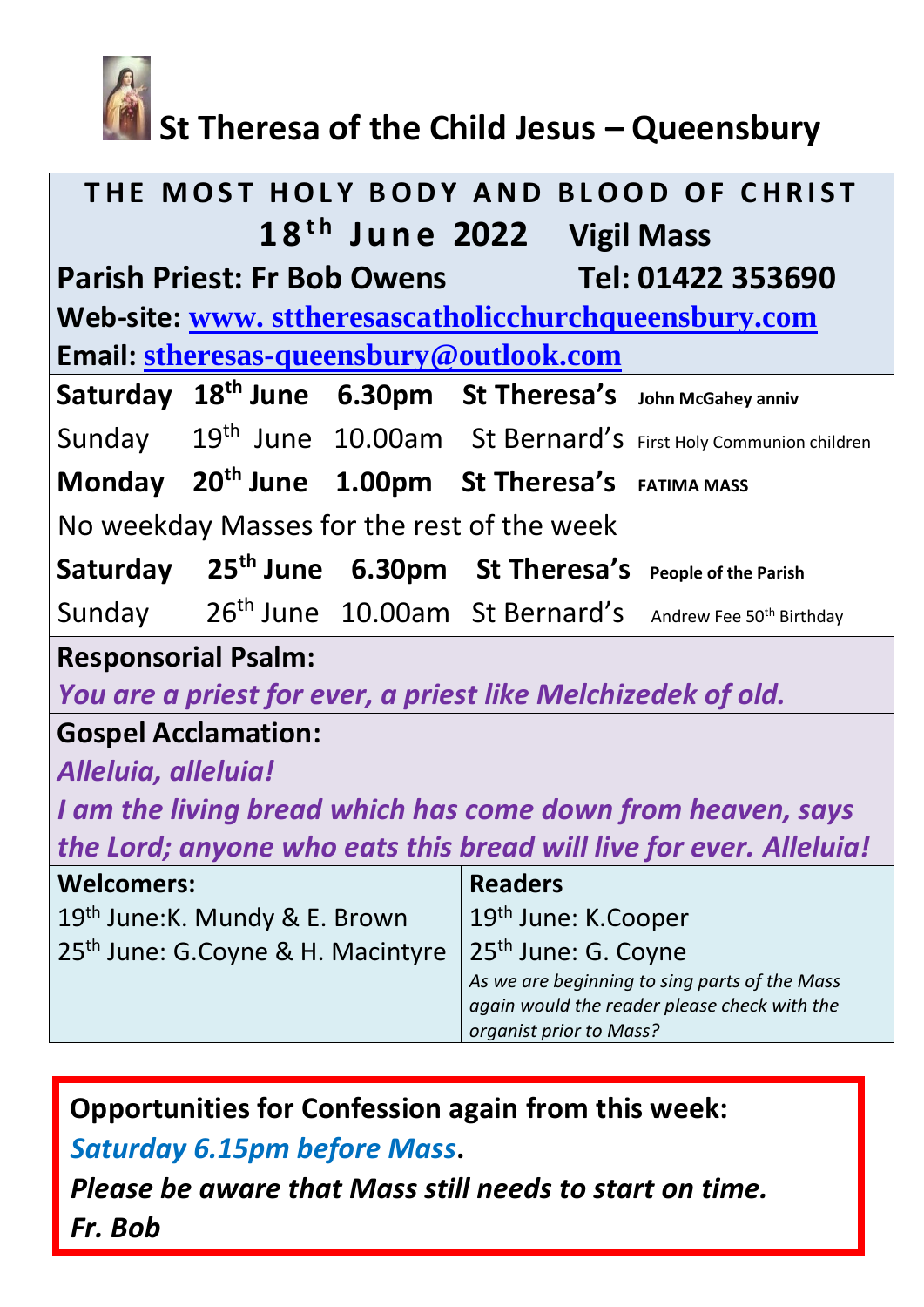# St Theresa of the Child Jesus – Queensbury

## THE MOST HOLY BODY AND BLOOD OF CHRIST

**18th June 2022 Vigil Mass**

**Parish Priest: Fr Bob Owens Tel: 01422 353690**

**Web-site: www. sttheresascatholicchurchqueensbury.com**

**Email: stheresas-queensbury@outlook.com**

| | | | | |
|---|---|---|---|---|
| **Saturday** | **18th June** | **6.30pm** | **St Theresa's** | **John McGahey anniv** |
| Sunday | 19th June | 10.00am | St Bernard's | First Holy Communion children |
| **Monday** | **20th June** | **1.00pm** | **St Theresa's** | **FATIMA MASS** |

No weekday Masses for the rest of the week

| | | | | |
|---|---|---|---|---|
| **Saturday** | **25th June** | **6.30pm** | **St Theresa's** | **People of the Parish** |
| Sunday | 26th June | 10.00am | St Bernard's | Andrew Fee 50th Birthday |

**Responsorial Psalm:**

*You are a priest for ever, a priest like Melchizedek of old.*

**Gospel Acclamation:**

*Alleluia, alleluia!*

*I am the living bread which has come down from heaven, says the Lord; anyone who eats this bread will live for ever. Alleluia!*

| **Welcomers:** | **Readers** |
|---|---|
| 19th June:K. Mundy & E. Brown | 19th June: K.Cooper |
| 25th June: G.Coyne & H. Macintyre | 25th June: G. Coyne |
| | *As we are beginning to sing parts of the Mass again would the reader please check with the organist prior to Mass?* |

**Opportunities for Confession again from this week:**

***Saturday 6.15pm before Mass*.**

***Please be aware that Mass still needs to start on time.***

***Fr. Bob***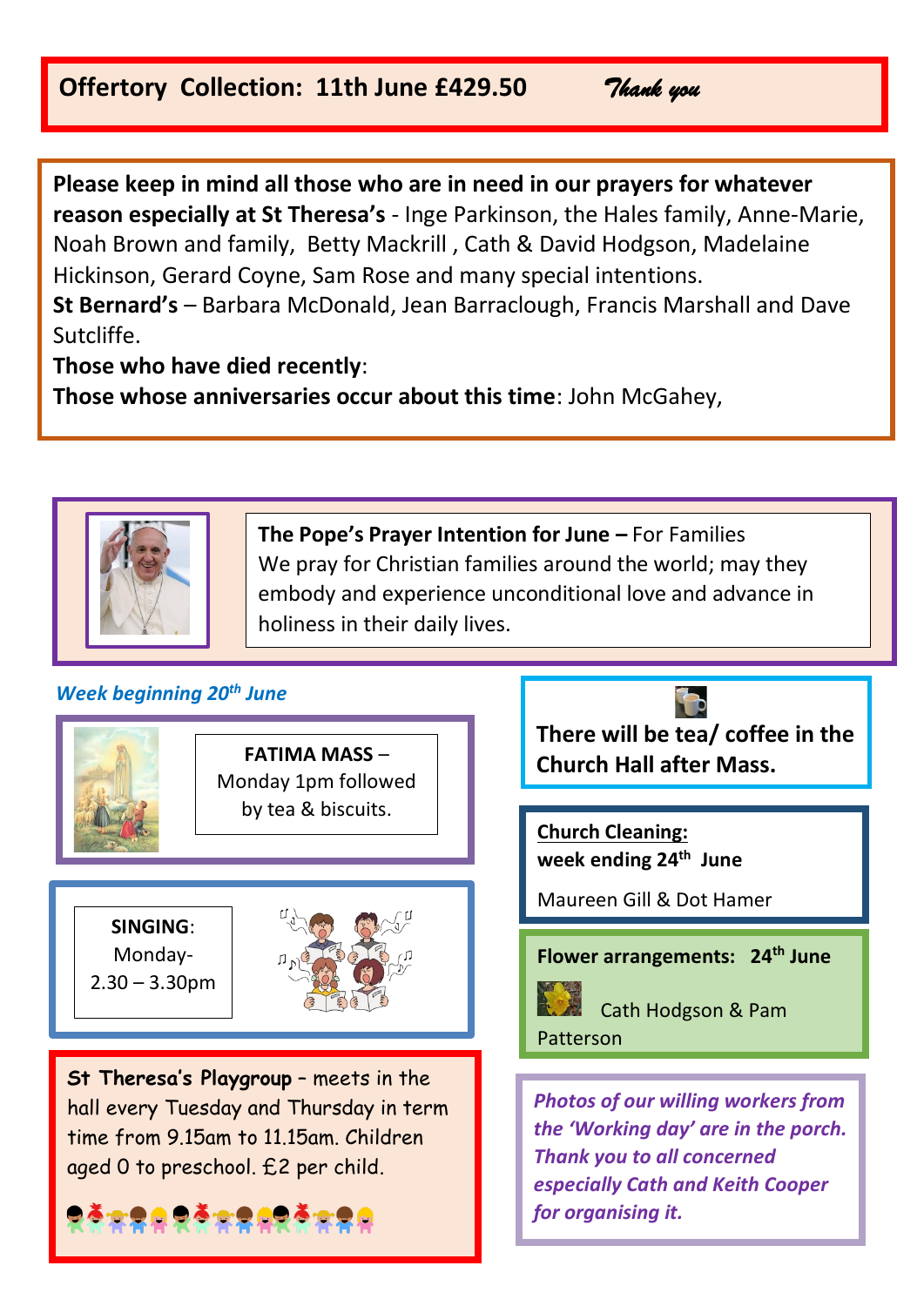**Offertory Collection: 11th June £429.50** *Thank you*

**Please keep in mind all those who are in need in our prayers for whatever reason especially at St Theresa's** - Inge Parkinson, the Hales family, Anne-Marie, Noah Brown and family, Betty Mackrill , Cath & David Hodgson, Madelaine Hickinson, Gerard Coyne, Sam Rose and many special intentions.

**St Bernard's** – Barbara McDonald, Jean Barraclough, Francis Marshall and Dave Sutcliffe.

**Those who have died recently**:

**Those whose anniversaries occur about this time**: John McGahey,

**The Pope's Prayer Intention for June –** For Families

We pray for Christian families around the world; may they embody and experience unconditional love and advance in holiness in their daily lives.

***Week beginning 20th June***

**FATIMA MASS** – Monday 1pm followed by tea & biscuits.

**SINGING**: Monday- 2.30 – 3.30pm

**St Theresa's Playgroup** – meets in the hall every Tuesday and Thursday in term time from 9.15am to 11.15am. Children aged 0 to preschool. £2 per child.

**There will be tea/ coffee in the Church Hall after Mass.**

**Church Cleaning:**
**week ending 24th June**

Maureen Gill & Dot Hamer

**Flower arrangements: 24th June**

Cath Hodgson & Pam Patterson

***Photos of our willing workers from the 'Working day' are in the porch. Thank you to all concerned especially Cath and Keith Cooper for organising it.***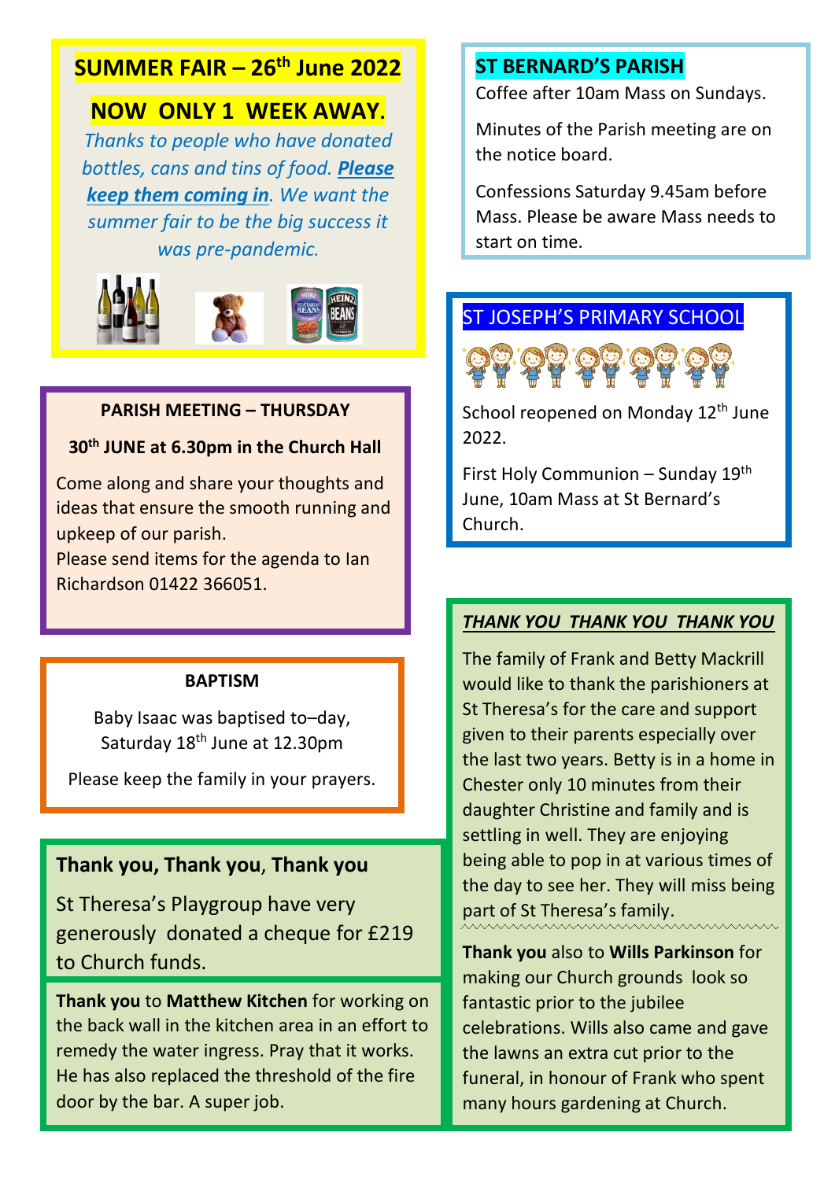## SUMMER FAIR – 26th June 2022

## NOW ONLY 1 WEEK AWAY.

*Thanks to people who have donated bottles, cans and tins of food. **Please keep them coming in**. We want the summer fair to be the big success it was pre-pandemic.*

**PARISH MEETING – THURSDAY**

**30th JUNE at 6.30pm in the Church Hall**

Come along and share your thoughts and ideas that ensure the smooth running and upkeep of our parish.
Please send items for the agenda to Ian Richardson 01422 366051.

**BAPTISM**

Baby Isaac was baptised to–day, Saturday 18th June at 12.30pm

Please keep the family in your prayers.

**Thank you, Thank you, Thank you**

St Theresa's Playgroup have very generously donated a cheque for £219 to Church funds.

**Thank you** to **Matthew Kitchen** for working on the back wall in the kitchen area in an effort to remedy the water ingress. Pray that it works. He has also replaced the threshold of the fire door by the bar. A super job.

## ST BERNARD'S PARISH

Coffee after 10am Mass on Sundays.

Minutes of the Parish meeting are on the notice board.

Confessions Saturday 9.45am before Mass. Please be aware Mass needs to start on time.

## ST JOSEPH'S PRIMARY SCHOOL

School reopened on Monday 12th June 2022.

First Holy Communion – Sunday 19th June, 10am Mass at St Bernard's Church.

***THANK YOU THANK YOU THANK YOU***

The family of Frank and Betty Mackrill would like to thank the parishioners at St Theresa's for the care and support given to their parents especially over the last two years. Betty is in a home in Chester only 10 minutes from their daughter Christine and family and is settling in well. They are enjoying being able to pop in at various times of the day to see her. They will miss being part of St Theresa's family.

**Thank you** also to **Wills Parkinson** for making our Church grounds look so fantastic prior to the jubilee celebrations. Wills also came and gave the lawns an extra cut prior to the funeral, in honour of Frank who spent many hours gardening at Church.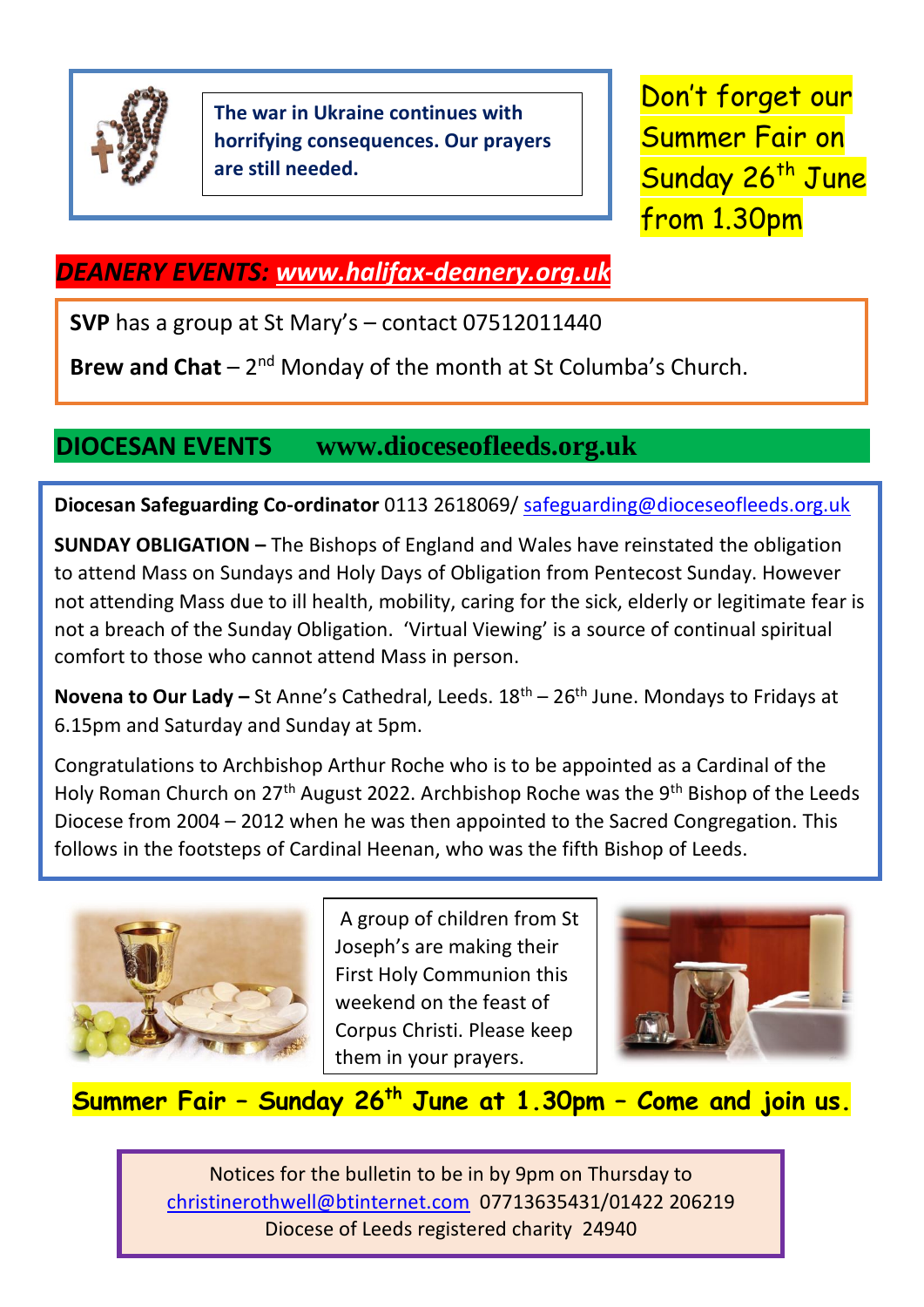The war in Ukraine continues with horrifying consequences. Our prayers are still needed.

Don't forget our Summer Fair on Sunday 26th June from 1.30pm

## *DEANERY EVENTS: www.halifax-deanery.org.uk*

**SVP** has a group at St Mary's – contact 07512011440

**Brew and Chat** – 2nd Monday of the month at St Columba's Church.

## DIOCESAN EVENTS www.dioceseofleeds.org.uk

**Diocesan Safeguarding Co-ordinator** 0113 2618069/ safeguarding@dioceseofleeds.org.uk

**SUNDAY OBLIGATION –** The Bishops of England and Wales have reinstated the obligation to attend Mass on Sundays and Holy Days of Obligation from Pentecost Sunday. However not attending Mass due to ill health, mobility, caring for the sick, elderly or legitimate fear is not a breach of the Sunday Obligation. 'Virtual Viewing' is a source of continual spiritual comfort to those who cannot attend Mass in person.

**Novena to Our Lady –** St Anne's Cathedral, Leeds. 18th – 26th June. Mondays to Fridays at 6.15pm and Saturday and Sunday at 5pm.

Congratulations to Archbishop Arthur Roche who is to be appointed as a Cardinal of the Holy Roman Church on 27th August 2022. Archbishop Roche was the 9th Bishop of the Leeds Diocese from 2004 – 2012 when he was then appointed to the Sacred Congregation. This follows in the footsteps of Cardinal Heenan, who was the fifth Bishop of Leeds.

A group of children from St Joseph's are making their First Holy Communion this weekend on the feast of Corpus Christi. Please keep them in your prayers.

**Summer Fair – Sunday 26th June at 1.30pm – Come and join us.**

Notices for the bulletin to be in by 9pm on Thursday to christinerothwell@btinternet.com 07713635431/01422 206219
Diocese of Leeds registered charity 24940